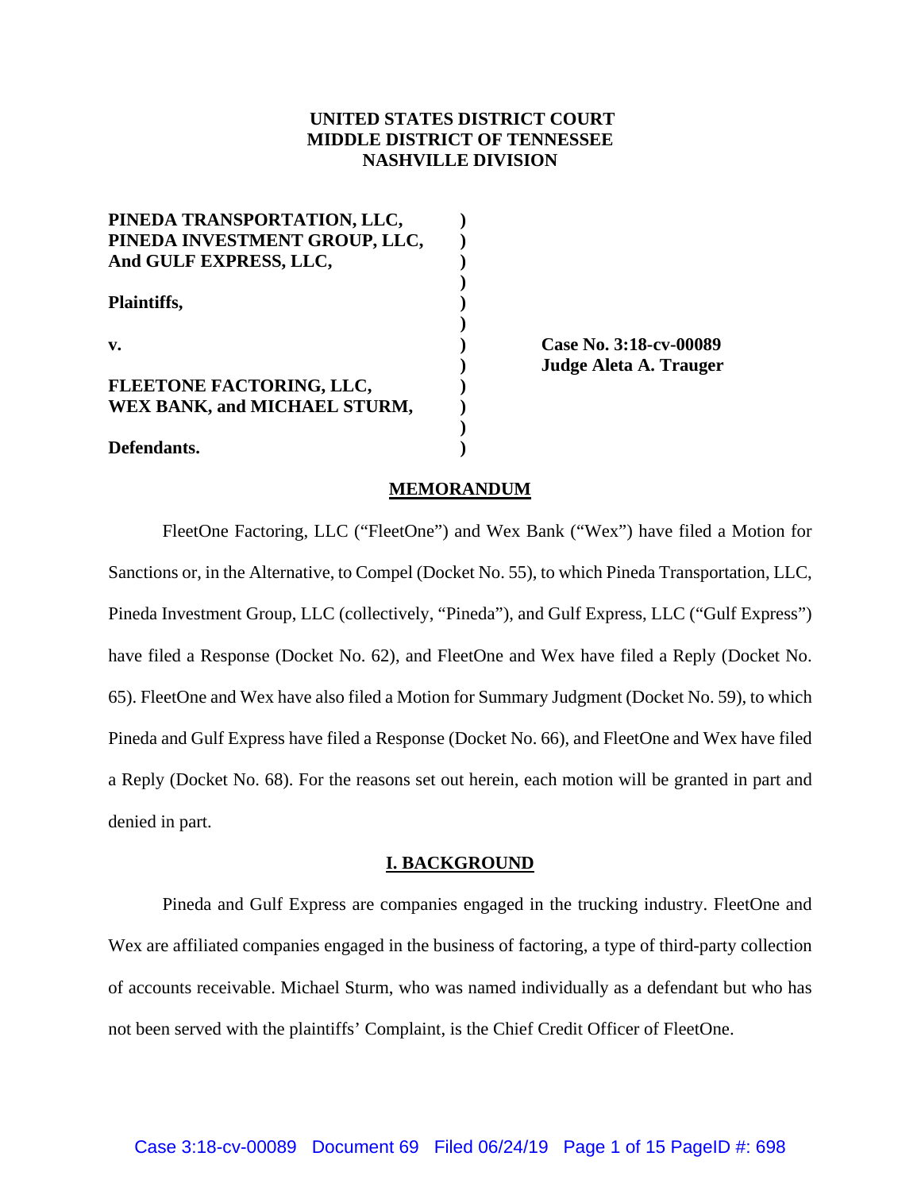**UNITED STATES DISTRICT COURT**
**MIDDLE DISTRICT OF TENNESSEE**
**NASHVILLE DIVISION**

**PINEDA TRANSPORTATION, LLC,**
**PINEDA INVESTMENT GROUP, LLC,**
**And GULF EXPRESS, LLC,**

**Plaintiffs,**

**v.**

**FLEETONE FACTORING, LLC,**
**WEX BANK, and MICHAEL STURM,**

**Defendants.**

**Case No. 3:18-cv-00089**
**Judge Aleta A. Trauger**

## MEMORANDUM

FleetOne Factoring, LLC ("FleetOne") and Wex Bank ("Wex") have filed a Motion for Sanctions or, in the Alternative, to Compel (Docket No. 55), to which Pineda Transportation, LLC, Pineda Investment Group, LLC (collectively, "Pineda"), and Gulf Express, LLC ("Gulf Express") have filed a Response (Docket No. 62), and FleetOne and Wex have filed a Reply (Docket No. 65). FleetOne and Wex have also filed a Motion for Summary Judgment (Docket No. 59), to which Pineda and Gulf Express have filed a Response (Docket No. 66), and FleetOne and Wex have filed a Reply (Docket No. 68). For the reasons set out herein, each motion will be granted in part and denied in part.

## I. BACKGROUND

Pineda and Gulf Express are companies engaged in the trucking industry. FleetOne and Wex are affiliated companies engaged in the business of factoring, a type of third-party collection of accounts receivable. Michael Sturm, who was named individually as a defendant but who has not been served with the plaintiffs' Complaint, is the Chief Credit Officer of FleetOne.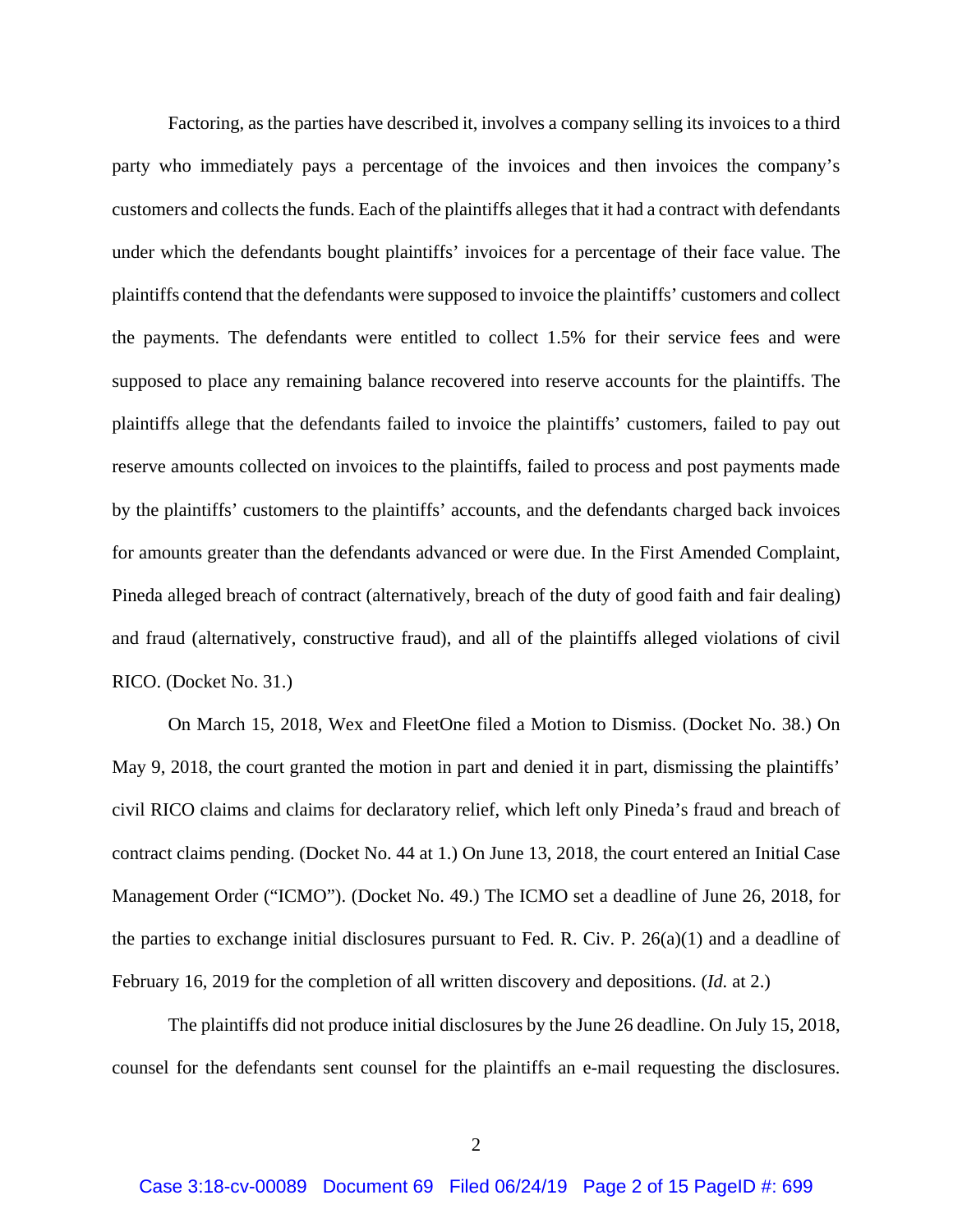Factoring, as the parties have described it, involves a company selling its invoices to a third party who immediately pays a percentage of the invoices and then invoices the company's customers and collects the funds. Each of the plaintiffs alleges that it had a contract with defendants under which the defendants bought plaintiffs' invoices for a percentage of their face value. The plaintiffs contend that the defendants were supposed to invoice the plaintiffs' customers and collect the payments. The defendants were entitled to collect 1.5% for their service fees and were supposed to place any remaining balance recovered into reserve accounts for the plaintiffs. The plaintiffs allege that the defendants failed to invoice the plaintiffs' customers, failed to pay out reserve amounts collected on invoices to the plaintiffs, failed to process and post payments made by the plaintiffs' customers to the plaintiffs' accounts, and the defendants charged back invoices for amounts greater than the defendants advanced or were due. In the First Amended Complaint, Pineda alleged breach of contract (alternatively, breach of the duty of good faith and fair dealing) and fraud (alternatively, constructive fraud), and all of the plaintiffs alleged violations of civil RICO. (Docket No. 31.)

On March 15, 2018, Wex and FleetOne filed a Motion to Dismiss. (Docket No. 38.) On May 9, 2018, the court granted the motion in part and denied it in part, dismissing the plaintiffs' civil RICO claims and claims for declaratory relief, which left only Pineda's fraud and breach of contract claims pending. (Docket No. 44 at 1.) On June 13, 2018, the court entered an Initial Case Management Order ("ICMO"). (Docket No. 49.) The ICMO set a deadline of June 26, 2018, for the parties to exchange initial disclosures pursuant to Fed. R. Civ. P. 26(a)(1) and a deadline of February 16, 2019 for the completion of all written discovery and depositions. (*Id.* at 2.)

The plaintiffs did not produce initial disclosures by the June 26 deadline. On July 15, 2018, counsel for the defendants sent counsel for the plaintiffs an e-mail requesting the disclosures.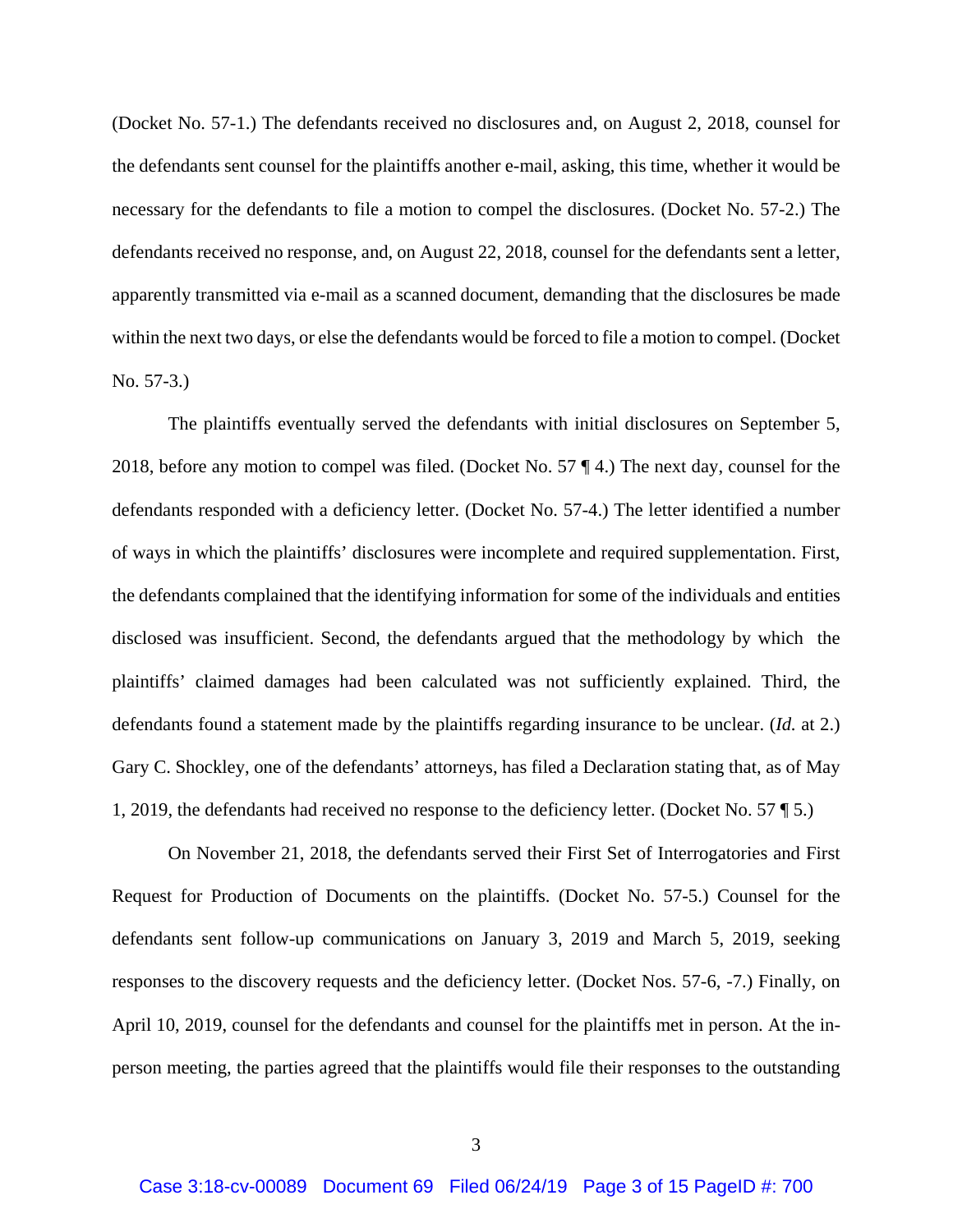(Docket No. 57-1.) The defendants received no disclosures and, on August 2, 2018, counsel for the defendants sent counsel for the plaintiffs another e-mail, asking, this time, whether it would be necessary for the defendants to file a motion to compel the disclosures. (Docket No. 57-2.) The defendants received no response, and, on August 22, 2018, counsel for the defendants sent a letter, apparently transmitted via e-mail as a scanned document, demanding that the disclosures be made within the next two days, or else the defendants would be forced to file a motion to compel. (Docket No. 57-3.)

The plaintiffs eventually served the defendants with initial disclosures on September 5, 2018, before any motion to compel was filed. (Docket No. 57 ¶ 4.) The next day, counsel for the defendants responded with a deficiency letter. (Docket No. 57-4.) The letter identified a number of ways in which the plaintiffs' disclosures were incomplete and required supplementation. First, the defendants complained that the identifying information for some of the individuals and entities disclosed was insufficient. Second, the defendants argued that the methodology by which the plaintiffs' claimed damages had been calculated was not sufficiently explained. Third, the defendants found a statement made by the plaintiffs regarding insurance to be unclear. (*Id.* at 2.) Gary C. Shockley, one of the defendants' attorneys, has filed a Declaration stating that, as of May 1, 2019, the defendants had received no response to the deficiency letter. (Docket No. 57 ¶ 5.)

On November 21, 2018, the defendants served their First Set of Interrogatories and First Request for Production of Documents on the plaintiffs. (Docket No. 57-5.) Counsel for the defendants sent follow-up communications on January 3, 2019 and March 5, 2019, seeking responses to the discovery requests and the deficiency letter. (Docket Nos. 57-6, -7.) Finally, on April 10, 2019, counsel for the defendants and counsel for the plaintiffs met in person. At the in-person meeting, the parties agreed that the plaintiffs would file their responses to the outstanding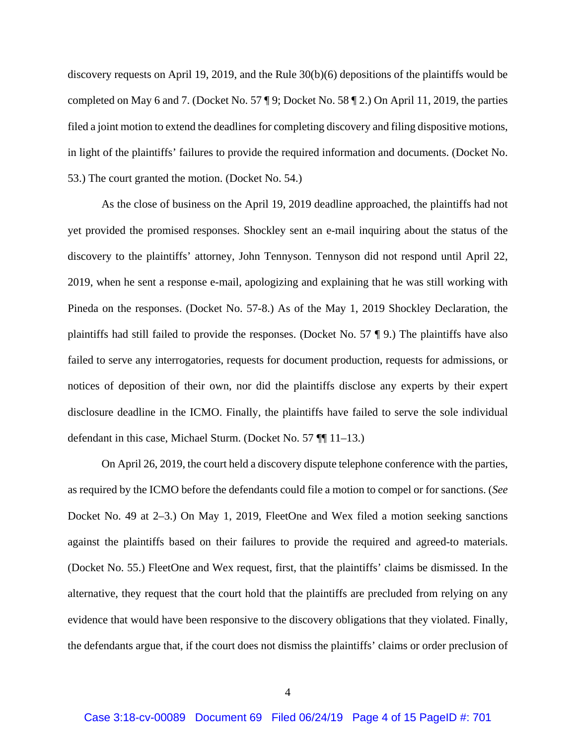discovery requests on April 19, 2019, and the Rule 30(b)(6) depositions of the plaintiffs would be completed on May 6 and 7. (Docket No. 57 ¶ 9; Docket No. 58 ¶ 2.) On April 11, 2019, the parties filed a joint motion to extend the deadlines for completing discovery and filing dispositive motions, in light of the plaintiffs' failures to provide the required information and documents. (Docket No. 53.) The court granted the motion. (Docket No. 54.)

As the close of business on the April 19, 2019 deadline approached, the plaintiffs had not yet provided the promised responses. Shockley sent an e-mail inquiring about the status of the discovery to the plaintiffs' attorney, John Tennyson. Tennyson did not respond until April 22, 2019, when he sent a response e-mail, apologizing and explaining that he was still working with Pineda on the responses. (Docket No. 57-8.) As of the May 1, 2019 Shockley Declaration, the plaintiffs had still failed to provide the responses. (Docket No. 57 ¶ 9.) The plaintiffs have also failed to serve any interrogatories, requests for document production, requests for admissions, or notices of deposition of their own, nor did the plaintiffs disclose any experts by their expert disclosure deadline in the ICMO. Finally, the plaintiffs have failed to serve the sole individual defendant in this case, Michael Sturm. (Docket No. 57 ¶¶ 11–13.)

On April 26, 2019, the court held a discovery dispute telephone conference with the parties, as required by the ICMO before the defendants could file a motion to compel or for sanctions. (*See* Docket No. 49 at 2–3.) On May 1, 2019, FleetOne and Wex filed a motion seeking sanctions against the plaintiffs based on their failures to provide the required and agreed-to materials. (Docket No. 55.) FleetOne and Wex request, first, that the plaintiffs' claims be dismissed. In the alternative, they request that the court hold that the plaintiffs are precluded from relying on any evidence that would have been responsive to the discovery obligations that they violated. Finally, the defendants argue that, if the court does not dismiss the plaintiffs' claims or order preclusion of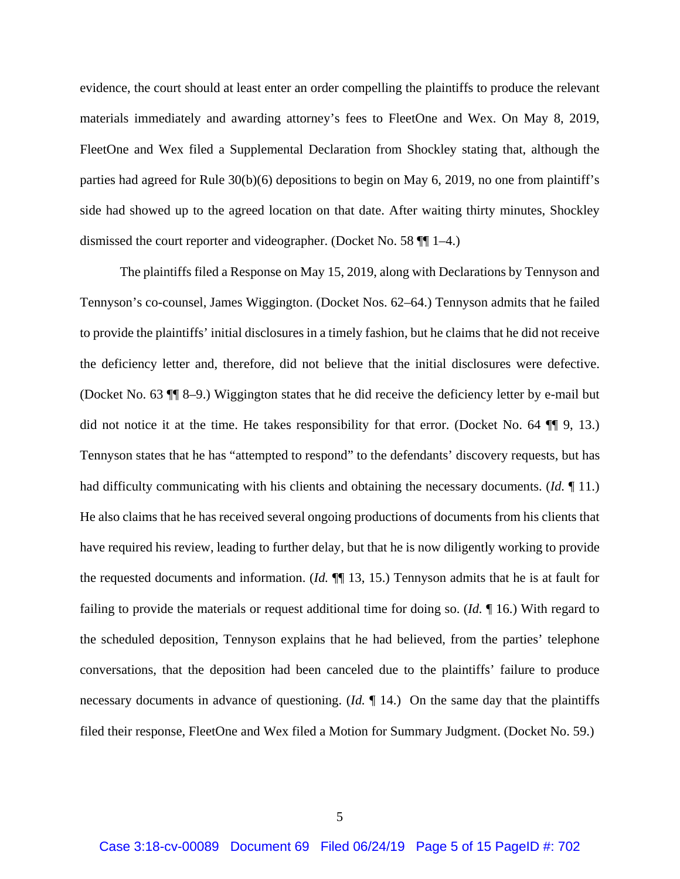evidence, the court should at least enter an order compelling the plaintiffs to produce the relevant materials immediately and awarding attorney's fees to FleetOne and Wex. On May 8, 2019, FleetOne and Wex filed a Supplemental Declaration from Shockley stating that, although the parties had agreed for Rule 30(b)(6) depositions to begin on May 6, 2019, no one from plaintiff's side had showed up to the agreed location on that date. After waiting thirty minutes, Shockley dismissed the court reporter and videographer. (Docket No. 58 ¶¶ 1–4.)

The plaintiffs filed a Response on May 15, 2019, along with Declarations by Tennyson and Tennyson's co-counsel, James Wiggington. (Docket Nos. 62–64.) Tennyson admits that he failed to provide the plaintiffs' initial disclosures in a timely fashion, but he claims that he did not receive the deficiency letter and, therefore, did not believe that the initial disclosures were defective. (Docket No. 63 ¶¶ 8–9.) Wiggington states that he did receive the deficiency letter by e-mail but did not notice it at the time. He takes responsibility for that error. (Docket No. 64 ¶¶ 9, 13.) Tennyson states that he has "attempted to respond" to the defendants' discovery requests, but has had difficulty communicating with his clients and obtaining the necessary documents. (*Id.* ¶ 11.) He also claims that he has received several ongoing productions of documents from his clients that have required his review, leading to further delay, but that he is now diligently working to provide the requested documents and information. (*Id.* ¶¶ 13, 15.) Tennyson admits that he is at fault for failing to provide the materials or request additional time for doing so. (*Id.* ¶ 16.) With regard to the scheduled deposition, Tennyson explains that he had believed, from the parties' telephone conversations, that the deposition had been canceled due to the plaintiffs' failure to produce necessary documents in advance of questioning. (*Id.* ¶ 14.) On the same day that the plaintiffs filed their response, FleetOne and Wex filed a Motion for Summary Judgment. (Docket No. 59.)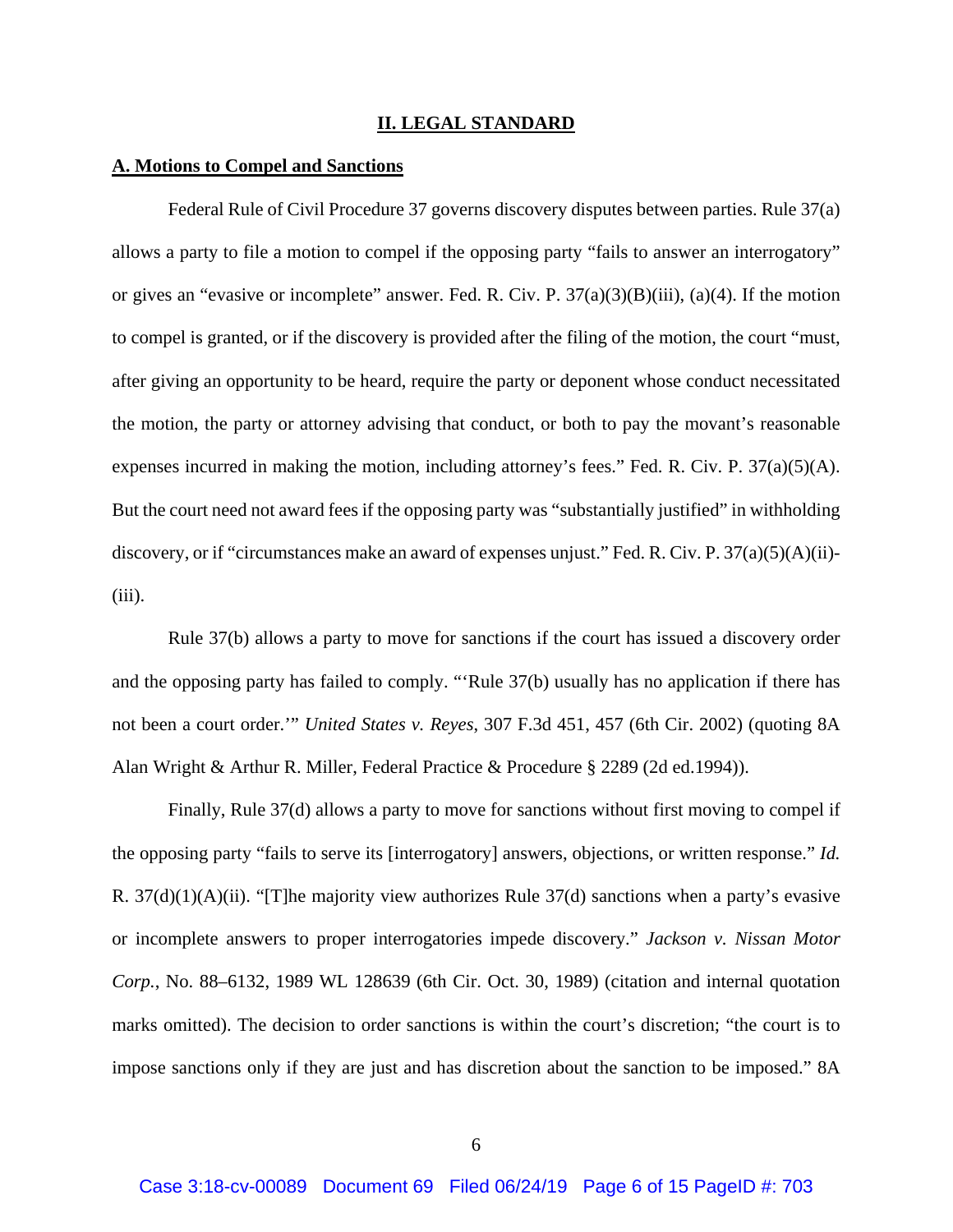## II. LEGAL STANDARD

### A. Motions to Compel and Sanctions

Federal Rule of Civil Procedure 37 governs discovery disputes between parties. Rule 37(a) allows a party to file a motion to compel if the opposing party "fails to answer an interrogatory" or gives an "evasive or incomplete" answer. Fed. R. Civ. P. 37(a)(3)(B)(iii), (a)(4). If the motion to compel is granted, or if the discovery is provided after the filing of the motion, the court "must, after giving an opportunity to be heard, require the party or deponent whose conduct necessitated the motion, the party or attorney advising that conduct, or both to pay the movant's reasonable expenses incurred in making the motion, including attorney's fees." Fed. R. Civ. P. 37(a)(5)(A). But the court need not award fees if the opposing party was "substantially justified" in withholding discovery, or if "circumstances make an award of expenses unjust." Fed. R. Civ. P. 37(a)(5)(A)(ii)-(iii).

Rule 37(b) allows a party to move for sanctions if the court has issued a discovery order and the opposing party has failed to comply. "'Rule 37(b) usually has no application if there has not been a court order.'" *United States v. Reyes*, 307 F.3d 451, 457 (6th Cir. 2002) (quoting 8A Alan Wright & Arthur R. Miller, Federal Practice & Procedure § 2289 (2d ed.1994)).

Finally, Rule 37(d) allows a party to move for sanctions without first moving to compel if the opposing party "fails to serve its [interrogatory] answers, objections, or written response." *Id.* R. 37(d)(1)(A)(ii). "[T]he majority view authorizes Rule 37(d) sanctions when a party's evasive or incomplete answers to proper interrogatories impede discovery." *Jackson v. Nissan Motor Corp.*, No. 88–6132, 1989 WL 128639 (6th Cir. Oct. 30, 1989) (citation and internal quotation marks omitted). The decision to order sanctions is within the court's discretion; "the court is to impose sanctions only if they are just and has discretion about the sanction to be imposed." 8A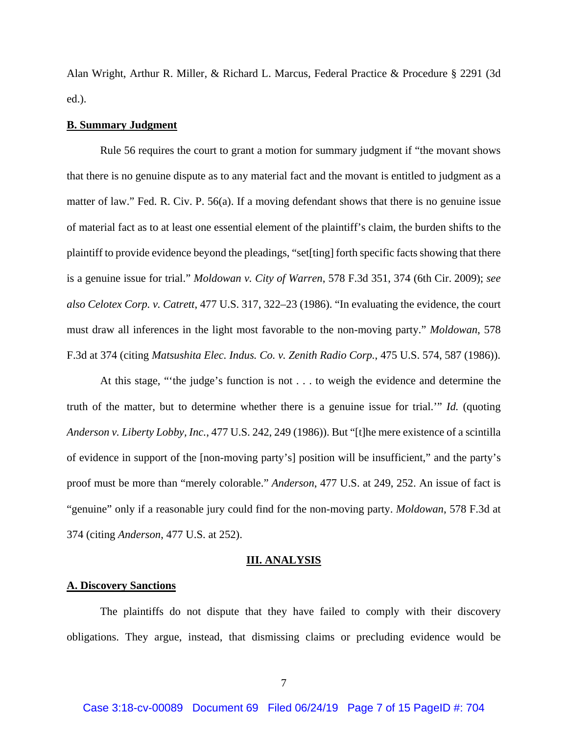Alan Wright, Arthur R. Miller, & Richard L. Marcus, Federal Practice & Procedure § 2291 (3d ed.).

**B. Summary Judgment**

Rule 56 requires the court to grant a motion for summary judgment if "the movant shows that there is no genuine dispute as to any material fact and the movant is entitled to judgment as a matter of law." Fed. R. Civ. P. 56(a). If a moving defendant shows that there is no genuine issue of material fact as to at least one essential element of the plaintiff's claim, the burden shifts to the plaintiff to provide evidence beyond the pleadings, "set[ting] forth specific facts showing that there is a genuine issue for trial." *Moldowan v. City of Warren*, 578 F.3d 351, 374 (6th Cir. 2009); *see also Celotex Corp. v. Catrett*, 477 U.S. 317, 322–23 (1986). "In evaluating the evidence, the court must draw all inferences in the light most favorable to the non-moving party." *Moldowan*, 578 F.3d at 374 (citing *Matsushita Elec. Indus. Co. v. Zenith Radio Corp.*, 475 U.S. 574, 587 (1986)).

At this stage, "'the judge's function is not . . . to weigh the evidence and determine the truth of the matter, but to determine whether there is a genuine issue for trial.'" *Id.* (quoting *Anderson v. Liberty Lobby, Inc.*, 477 U.S. 242, 249 (1986)). But "[t]he mere existence of a scintilla of evidence in support of the [non-moving party's] position will be insufficient," and the party's proof must be more than "merely colorable." *Anderson*, 477 U.S. at 249, 252. An issue of fact is "genuine" only if a reasonable jury could find for the non-moving party. *Moldowan*, 578 F.3d at 374 (citing *Anderson*, 477 U.S. at 252).

## III. ANALYSIS

**A. Discovery Sanctions**

The plaintiffs do not dispute that they have failed to comply with their discovery obligations. They argue, instead, that dismissing claims or precluding evidence would be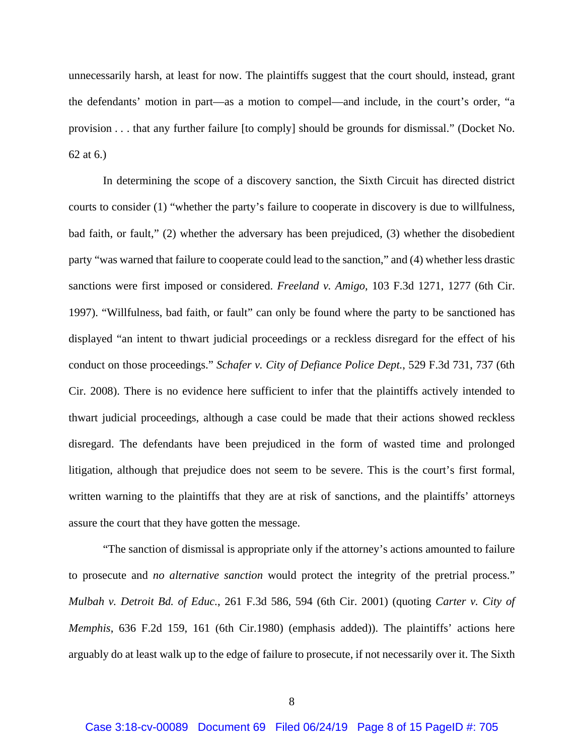unnecessarily harsh, at least for now. The plaintiffs suggest that the court should, instead, grant the defendants' motion in part—as a motion to compel—and include, in the court's order, "a provision . . . that any further failure [to comply] should be grounds for dismissal." (Docket No. 62 at 6.)

In determining the scope of a discovery sanction, the Sixth Circuit has directed district courts to consider (1) "whether the party's failure to cooperate in discovery is due to willfulness, bad faith, or fault," (2) whether the adversary has been prejudiced, (3) whether the disobedient party "was warned that failure to cooperate could lead to the sanction," and (4) whether less drastic sanctions were first imposed or considered. *Freeland v. Amigo*, 103 F.3d 1271, 1277 (6th Cir. 1997). "Willfulness, bad faith, or fault" can only be found where the party to be sanctioned has displayed "an intent to thwart judicial proceedings or a reckless disregard for the effect of his conduct on those proceedings." *Schafer v. City of Defiance Police Dept.*, 529 F.3d 731, 737 (6th Cir. 2008). There is no evidence here sufficient to infer that the plaintiffs actively intended to thwart judicial proceedings, although a case could be made that their actions showed reckless disregard. The defendants have been prejudiced in the form of wasted time and prolonged litigation, although that prejudice does not seem to be severe. This is the court's first formal, written warning to the plaintiffs that they are at risk of sanctions, and the plaintiffs' attorneys assure the court that they have gotten the message.

"The sanction of dismissal is appropriate only if the attorney's actions amounted to failure to prosecute and *no alternative sanction* would protect the integrity of the pretrial process." *Mulbah v. Detroit Bd. of Educ.*, 261 F.3d 586, 594 (6th Cir. 2001) (quoting *Carter v. City of Memphis*, 636 F.2d 159, 161 (6th Cir.1980) (emphasis added)). The plaintiffs' actions here arguably do at least walk up to the edge of failure to prosecute, if not necessarily over it. The Sixth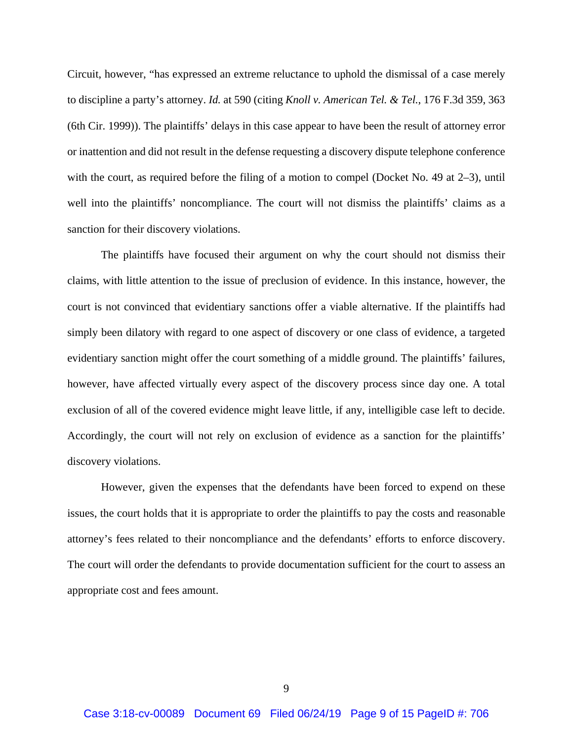Circuit, however, "has expressed an extreme reluctance to uphold the dismissal of a case merely to discipline a party's attorney. *Id.* at 590 (citing *Knoll v. American Tel. & Tel.*, 176 F.3d 359, 363 (6th Cir. 1999)). The plaintiffs' delays in this case appear to have been the result of attorney error or inattention and did not result in the defense requesting a discovery dispute telephone conference with the court, as required before the filing of a motion to compel (Docket No. 49 at 2–3), until well into the plaintiffs' noncompliance. The court will not dismiss the plaintiffs' claims as a sanction for their discovery violations.

The plaintiffs have focused their argument on why the court should not dismiss their claims, with little attention to the issue of preclusion of evidence. In this instance, however, the court is not convinced that evidentiary sanctions offer a viable alternative. If the plaintiffs had simply been dilatory with regard to one aspect of discovery or one class of evidence, a targeted evidentiary sanction might offer the court something of a middle ground. The plaintiffs' failures, however, have affected virtually every aspect of the discovery process since day one. A total exclusion of all of the covered evidence might leave little, if any, intelligible case left to decide. Accordingly, the court will not rely on exclusion of evidence as a sanction for the plaintiffs' discovery violations.

However, given the expenses that the defendants have been forced to expend on these issues, the court holds that it is appropriate to order the plaintiffs to pay the costs and reasonable attorney's fees related to their noncompliance and the defendants' efforts to enforce discovery. The court will order the defendants to provide documentation sufficient for the court to assess an appropriate cost and fees amount.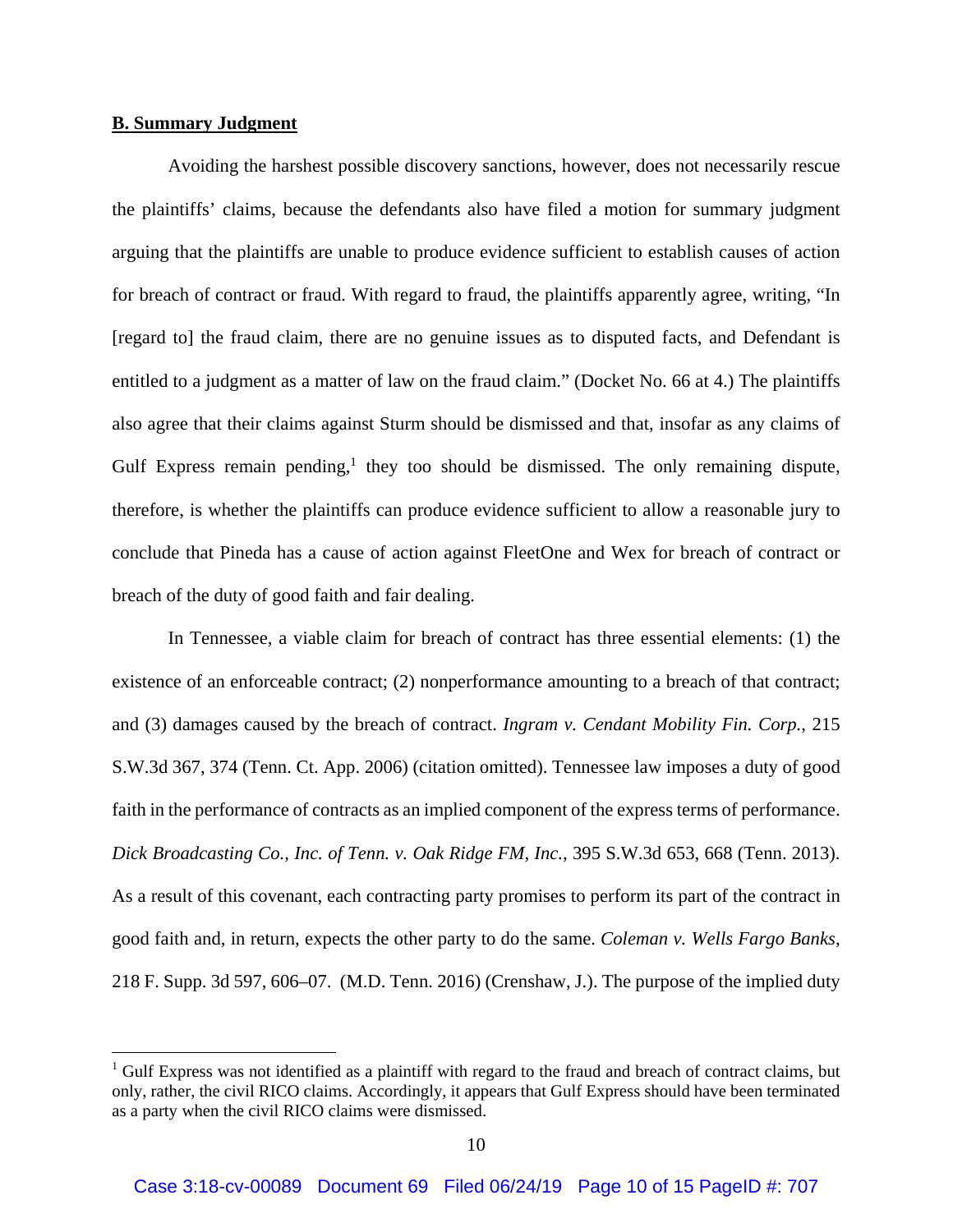**B. Summary Judgment**

Avoiding the harshest possible discovery sanctions, however, does not necessarily rescue the plaintiffs' claims, because the defendants also have filed a motion for summary judgment arguing that the plaintiffs are unable to produce evidence sufficient to establish causes of action for breach of contract or fraud. With regard to fraud, the plaintiffs apparently agree, writing, "In [regard to] the fraud claim, there are no genuine issues as to disputed facts, and Defendant is entitled to a judgment as a matter of law on the fraud claim." (Docket No. 66 at 4.) The plaintiffs also agree that their claims against Sturm should be dismissed and that, insofar as any claims of Gulf Express remain pending,[1] they too should be dismissed. The only remaining dispute, therefore, is whether the plaintiffs can produce evidence sufficient to allow a reasonable jury to conclude that Pineda has a cause of action against FleetOne and Wex for breach of contract or breach of the duty of good faith and fair dealing.

In Tennessee, a viable claim for breach of contract has three essential elements: (1) the existence of an enforceable contract; (2) nonperformance amounting to a breach of that contract; and (3) damages caused by the breach of contract. *Ingram v. Cendant Mobility Fin. Corp.*, 215 S.W.3d 367, 374 (Tenn. Ct. App. 2006) (citation omitted). Tennessee law imposes a duty of good faith in the performance of contracts as an implied component of the express terms of performance. *Dick Broadcasting Co., Inc. of Tenn. v. Oak Ridge FM, Inc.*, 395 S.W.3d 653, 668 (Tenn. 2013). As a result of this covenant, each contracting party promises to perform its part of the contract in good faith and, in return, expects the other party to do the same. *Coleman v. Wells Fargo Banks*, 218 F. Supp. 3d 597, 606–07. (M.D. Tenn. 2016) (Crenshaw, J.). The purpose of the implied duty

[1] Gulf Express was not identified as a plaintiff with regard to the fraud and breach of contract claims, but only, rather, the civil RICO claims. Accordingly, it appears that Gulf Express should have been terminated as a party when the civil RICO claims were dismissed.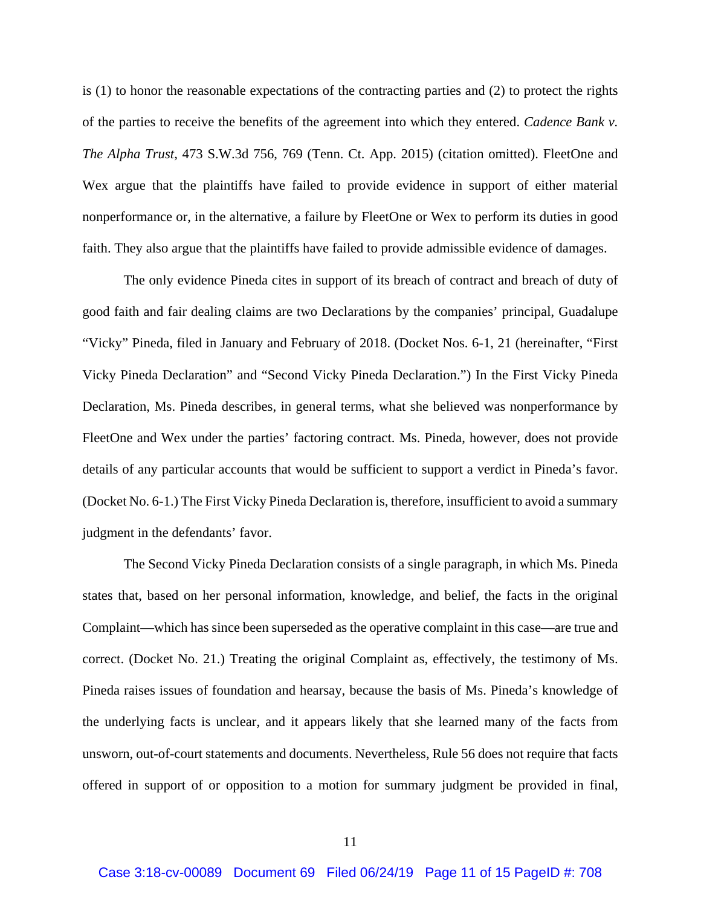is (1) to honor the reasonable expectations of the contracting parties and (2) to protect the rights of the parties to receive the benefits of the agreement into which they entered. *Cadence Bank v. The Alpha Trust*, 473 S.W.3d 756, 769 (Tenn. Ct. App. 2015) (citation omitted). FleetOne and Wex argue that the plaintiffs have failed to provide evidence in support of either material nonperformance or, in the alternative, a failure by FleetOne or Wex to perform its duties in good faith. They also argue that the plaintiffs have failed to provide admissible evidence of damages.

The only evidence Pineda cites in support of its breach of contract and breach of duty of good faith and fair dealing claims are two Declarations by the companies' principal, Guadalupe "Vicky" Pineda, filed in January and February of 2018. (Docket Nos. 6-1, 21 (hereinafter, "First Vicky Pineda Declaration" and "Second Vicky Pineda Declaration.") In the First Vicky Pineda Declaration, Ms. Pineda describes, in general terms, what she believed was nonperformance by FleetOne and Wex under the parties' factoring contract. Ms. Pineda, however, does not provide details of any particular accounts that would be sufficient to support a verdict in Pineda's favor. (Docket No. 6-1.) The First Vicky Pineda Declaration is, therefore, insufficient to avoid a summary judgment in the defendants' favor.

The Second Vicky Pineda Declaration consists of a single paragraph, in which Ms. Pineda states that, based on her personal information, knowledge, and belief, the facts in the original Complaint—which has since been superseded as the operative complaint in this case—are true and correct. (Docket No. 21.) Treating the original Complaint as, effectively, the testimony of Ms. Pineda raises issues of foundation and hearsay, because the basis of Ms. Pineda's knowledge of the underlying facts is unclear, and it appears likely that she learned many of the facts from unsworn, out-of-court statements and documents. Nevertheless, Rule 56 does not require that facts offered in support of or opposition to a motion for summary judgment be provided in final,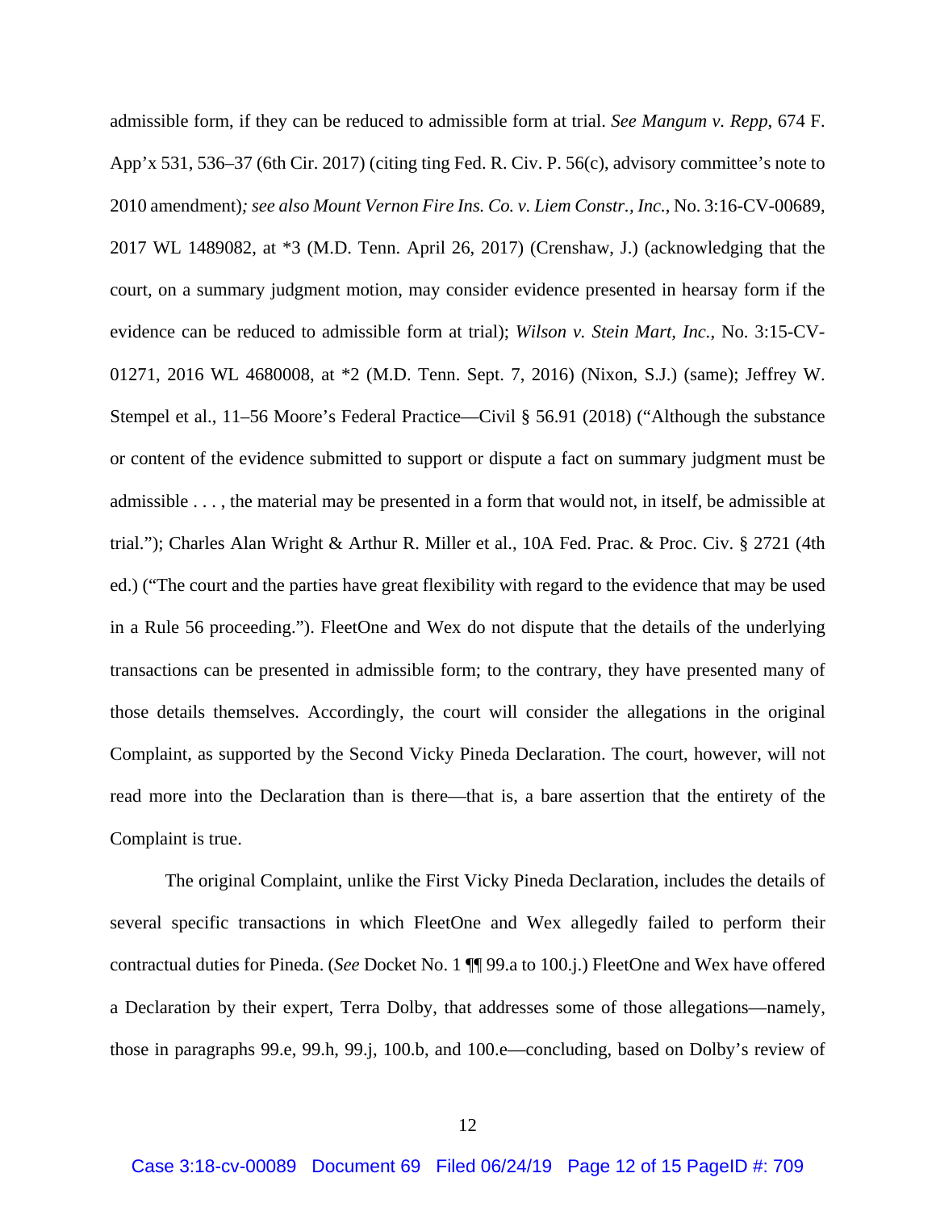admissible form, if they can be reduced to admissible form at trial. *See Mangum v. Repp*, 674 F. App'x 531, 536–37 (6th Cir. 2017) (citing ting Fed. R. Civ. P. 56(c), advisory committee's note to 2010 amendment)*; see also Mount Vernon Fire Ins. Co. v. Liem Constr., Inc.*, No. 3:16-CV-00689, 2017 WL 1489082, at *3 (M.D. Tenn. April 26, 2017) (Crenshaw, J.) (acknowledging that the court, on a summary judgment motion, may consider evidence presented in hearsay form if the evidence can be reduced to admissible form at trial); *Wilson v. Stein Mart, Inc.*, No. 3:15-CV-01271, 2016 WL 4680008, at *2 (M.D. Tenn. Sept. 7, 2016) (Nixon, S.J.) (same); Jeffrey W. Stempel et al., 11–56 Moore's Federal Practice—Civil § 56.91 (2018) ("Although the substance or content of the evidence submitted to support or dispute a fact on summary judgment must be admissible . . . , the material may be presented in a form that would not, in itself, be admissible at trial."); Charles Alan Wright & Arthur R. Miller et al., 10A Fed. Prac. & Proc. Civ. § 2721 (4th ed.) ("The court and the parties have great flexibility with regard to the evidence that may be used in a Rule 56 proceeding."). FleetOne and Wex do not dispute that the details of the underlying transactions can be presented in admissible form; to the contrary, they have presented many of those details themselves. Accordingly, the court will consider the allegations in the original Complaint, as supported by the Second Vicky Pineda Declaration. The court, however, will not read more into the Declaration than is there—that is, a bare assertion that the entirety of the Complaint is true.

The original Complaint, unlike the First Vicky Pineda Declaration, includes the details of several specific transactions in which FleetOne and Wex allegedly failed to perform their contractual duties for Pineda. (*See* Docket No. 1 ¶¶ 99.a to 100.j.) FleetOne and Wex have offered a Declaration by their expert, Terra Dolby, that addresses some of those allegations—namely, those in paragraphs 99.e, 99.h, 99.j, 100.b, and 100.e—concluding, based on Dolby's review of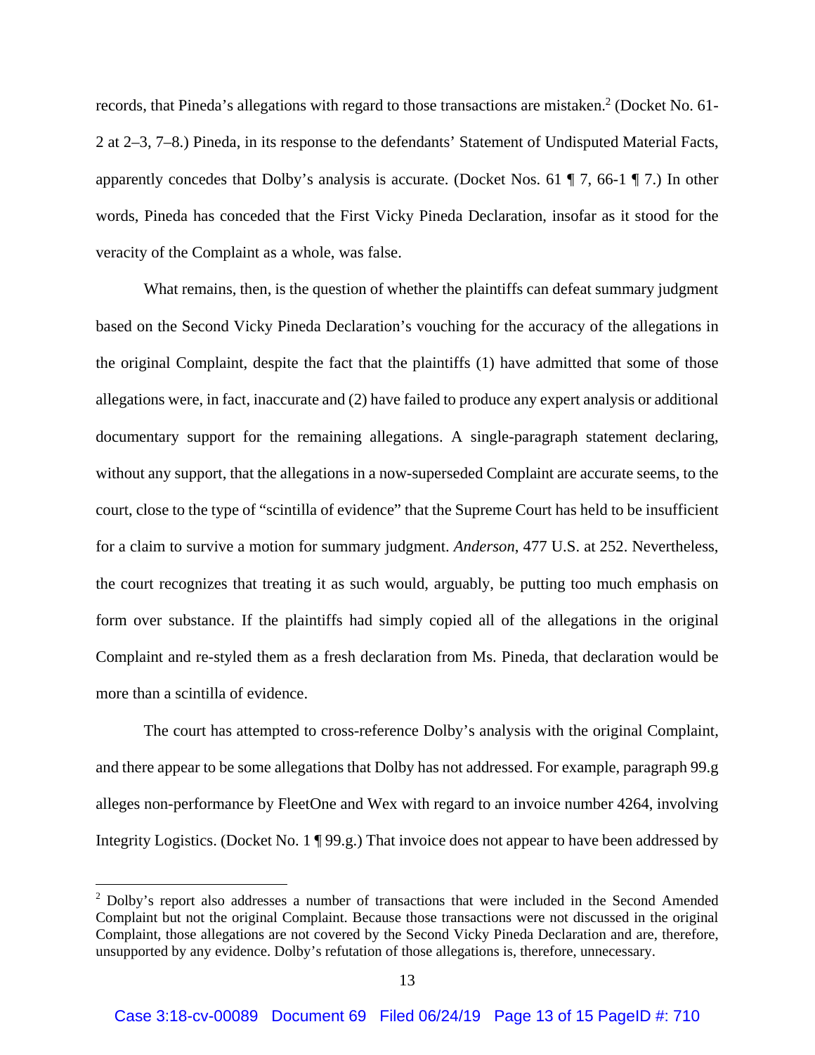records, that Pineda's allegations with regard to those transactions are mistaken.[2] (Docket No. 61-2 at 2–3, 7–8.) Pineda, in its response to the defendants' Statement of Undisputed Material Facts, apparently concedes that Dolby's analysis is accurate. (Docket Nos. 61 ¶ 7, 66-1 ¶ 7.) In other words, Pineda has conceded that the First Vicky Pineda Declaration, insofar as it stood for the veracity of the Complaint as a whole, was false.

What remains, then, is the question of whether the plaintiffs can defeat summary judgment based on the Second Vicky Pineda Declaration's vouching for the accuracy of the allegations in the original Complaint, despite the fact that the plaintiffs (1) have admitted that some of those allegations were, in fact, inaccurate and (2) have failed to produce any expert analysis or additional documentary support for the remaining allegations. A single-paragraph statement declaring, without any support, that the allegations in a now-superseded Complaint are accurate seems, to the court, close to the type of "scintilla of evidence" that the Supreme Court has held to be insufficient for a claim to survive a motion for summary judgment. *Anderson*, 477 U.S. at 252. Nevertheless, the court recognizes that treating it as such would, arguably, be putting too much emphasis on form over substance. If the plaintiffs had simply copied all of the allegations in the original Complaint and re-styled them as a fresh declaration from Ms. Pineda, that declaration would be more than a scintilla of evidence.

The court has attempted to cross-reference Dolby's analysis with the original Complaint, and there appear to be some allegations that Dolby has not addressed. For example, paragraph 99.g alleges non-performance by FleetOne and Wex with regard to an invoice number 4264, involving Integrity Logistics. (Docket No. 1 ¶ 99.g.) That invoice does not appear to have been addressed by

---

[2] Dolby's report also addresses a number of transactions that were included in the Second Amended Complaint but not the original Complaint. Because those transactions were not discussed in the original Complaint, those allegations are not covered by the Second Vicky Pineda Declaration and are, therefore, unsupported by any evidence. Dolby's refutation of those allegations is, therefore, unnecessary.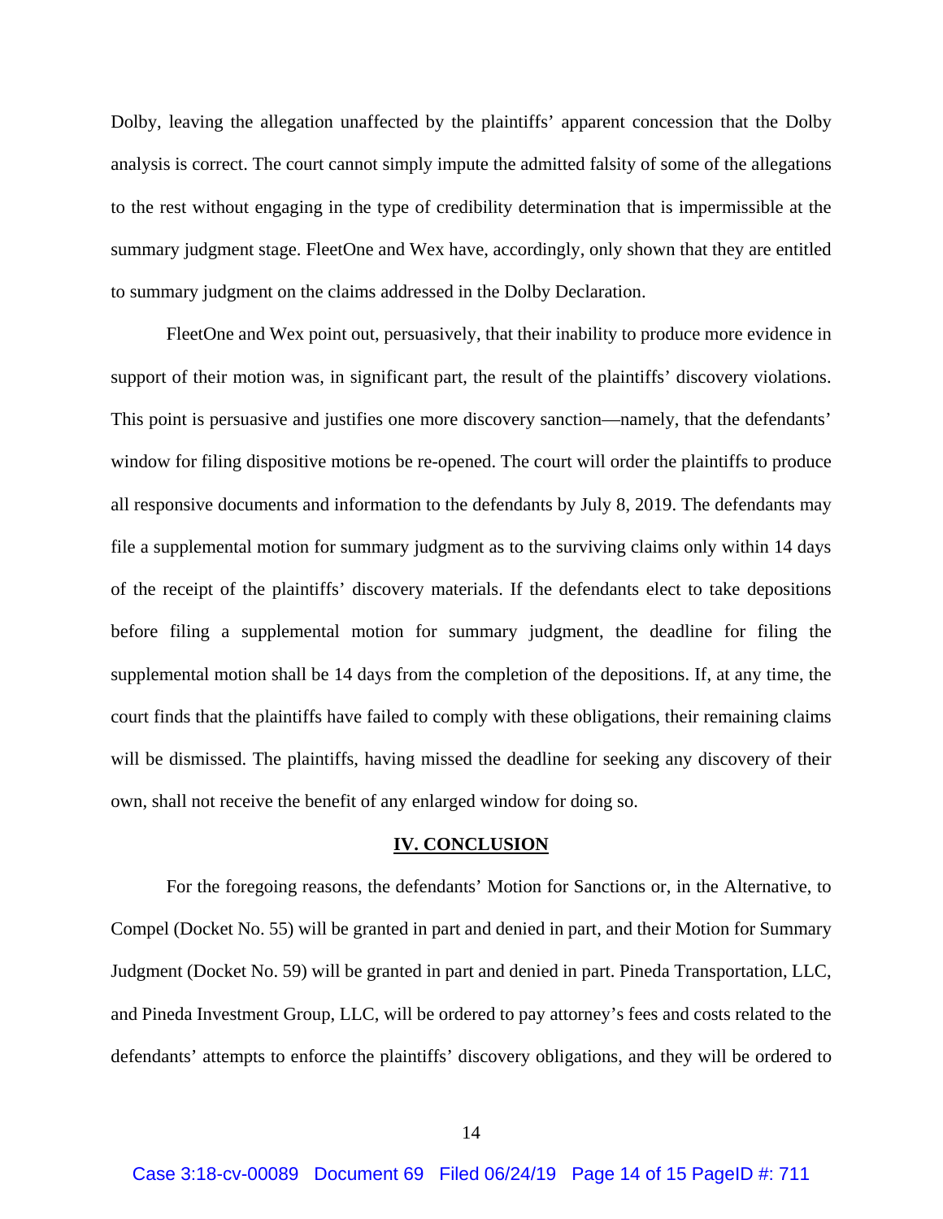Dolby, leaving the allegation unaffected by the plaintiffs' apparent concession that the Dolby analysis is correct. The court cannot simply impute the admitted falsity of some of the allegations to the rest without engaging in the type of credibility determination that is impermissible at the summary judgment stage. FleetOne and Wex have, accordingly, only shown that they are entitled to summary judgment on the claims addressed in the Dolby Declaration.

FleetOne and Wex point out, persuasively, that their inability to produce more evidence in support of their motion was, in significant part, the result of the plaintiffs' discovery violations. This point is persuasive and justifies one more discovery sanction—namely, that the defendants' window for filing dispositive motions be re-opened. The court will order the plaintiffs to produce all responsive documents and information to the defendants by July 8, 2019. The defendants may file a supplemental motion for summary judgment as to the surviving claims only within 14 days of the receipt of the plaintiffs' discovery materials. If the defendants elect to take depositions before filing a supplemental motion for summary judgment, the deadline for filing the supplemental motion shall be 14 days from the completion of the depositions. If, at any time, the court finds that the plaintiffs have failed to comply with these obligations, their remaining claims will be dismissed. The plaintiffs, having missed the deadline for seeking any discovery of their own, shall not receive the benefit of any enlarged window for doing so.

## IV. CONCLUSION

For the foregoing reasons, the defendants' Motion for Sanctions or, in the Alternative, to Compel (Docket No. 55) will be granted in part and denied in part, and their Motion for Summary Judgment (Docket No. 59) will be granted in part and denied in part. Pineda Transportation, LLC, and Pineda Investment Group, LLC, will be ordered to pay attorney's fees and costs related to the defendants' attempts to enforce the plaintiffs' discovery obligations, and they will be ordered to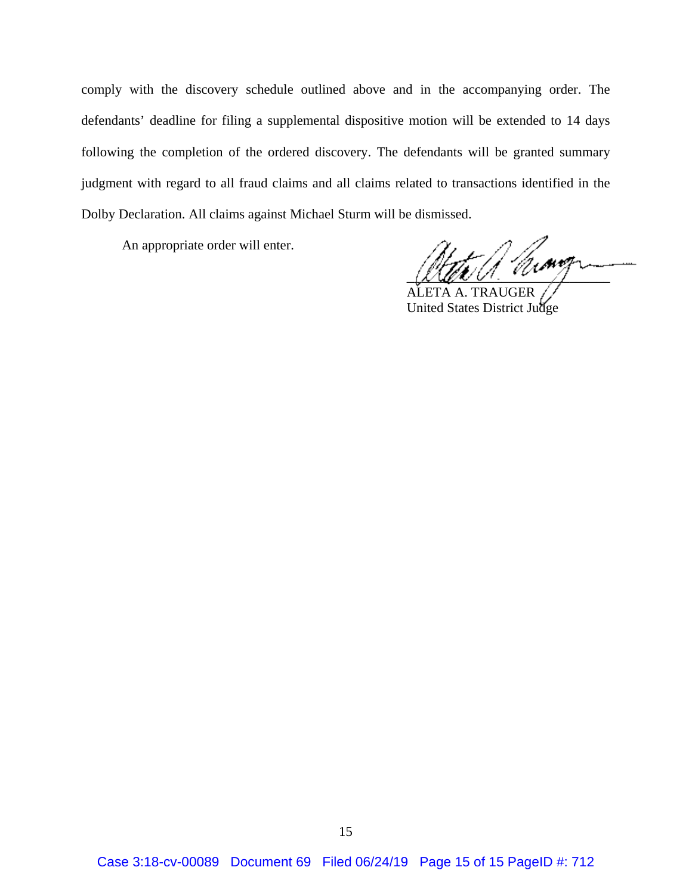comply with the discovery schedule outlined above and in the accompanying order. The defendants' deadline for filing a supplemental dispositive motion will be extended to 14 days following the completion of the ordered discovery. The defendants will be granted summary judgment with regard to all fraud claims and all claims related to transactions identified in the Dolby Declaration. All claims against Michael Sturm will be dismissed.

An appropriate order will enter.

ALETA A. TRAUGER
United States District Judge